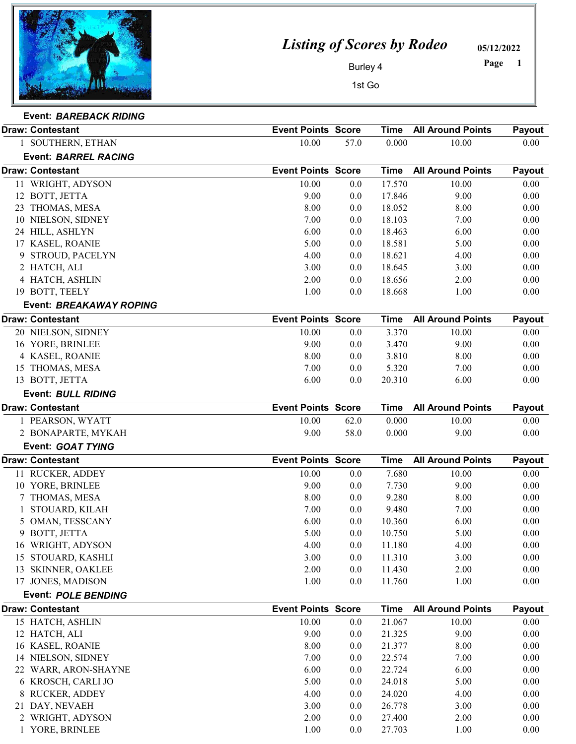# Listing of Scores by Rodeo

Burley 4

1st Go

05/12/2022

Page 1

### Event: *BAREBACK RIDING*

| Draw | Contestant | Event Points | Score | Time | All Around Points | Payout |
|---|---|---|---|---|---|---|
| 1 | SOUTHERN, ETHAN | 10.00 | 57.0 | 0.000 | 10.00 | 0.00 |

### Event: *BARREL RACING*

| Draw | Contestant | Event Points | Score | Time | All Around Points | Payout |
|---|---|---|---|---|---|---|
| 11 | WRIGHT, ADYSON | 10.00 | 0.0 | 17.570 | 10.00 | 0.00 |
| 12 | BOTT, JETTA | 9.00 | 0.0 | 17.846 | 9.00 | 0.00 |
| 23 | THOMAS, MESA | 8.00 | 0.0 | 18.052 | 8.00 | 0.00 |
| 10 | NIELSON, SIDNEY | 7.00 | 0.0 | 18.103 | 7.00 | 0.00 |
| 24 | HILL, ASHLYN | 6.00 | 0.0 | 18.463 | 6.00 | 0.00 |
| 17 | KASEL, ROANIE | 5.00 | 0.0 | 18.581 | 5.00 | 0.00 |
| 9 | STROUD, PACELYN | 4.00 | 0.0 | 18.621 | 4.00 | 0.00 |
| 2 | HATCH, ALI | 3.00 | 0.0 | 18.645 | 3.00 | 0.00 |
| 4 | HATCH, ASHLIN | 2.00 | 0.0 | 18.656 | 2.00 | 0.00 |
| 19 | BOTT, TEELY | 1.00 | 0.0 | 18.668 | 1.00 | 0.00 |

### Event: *BREAKAWAY ROPING*

| Draw | Contestant | Event Points | Score | Time | All Around Points | Payout |
|---|---|---|---|---|---|---|
| 20 | NIELSON, SIDNEY | 10.00 | 0.0 | 3.370 | 10.00 | 0.00 |
| 16 | YORE, BRINLEE | 9.00 | 0.0 | 3.470 | 9.00 | 0.00 |
| 4 | KASEL, ROANIE | 8.00 | 0.0 | 3.810 | 8.00 | 0.00 |
| 15 | THOMAS, MESA | 7.00 | 0.0 | 5.320 | 7.00 | 0.00 |
| 13 | BOTT, JETTA | 6.00 | 0.0 | 20.310 | 6.00 | 0.00 |

### Event: *BULL RIDING*

| Draw | Contestant | Event Points | Score | Time | All Around Points | Payout |
|---|---|---|---|---|---|---|
| 1 | PEARSON, WYATT | 10.00 | 62.0 | 0.000 | 10.00 | 0.00 |
| 2 | BONAPARTE, MYKAH | 9.00 | 58.0 | 0.000 | 9.00 | 0.00 |

### Event: *GOAT TYING*

| Draw | Contestant | Event Points | Score | Time | All Around Points | Payout |
|---|---|---|---|---|---|---|
| 11 | RUCKER, ADDEY | 10.00 | 0.0 | 7.680 | 10.00 | 0.00 |
| 10 | YORE, BRINLEE | 9.00 | 0.0 | 7.730 | 9.00 | 0.00 |
| 7 | THOMAS, MESA | 8.00 | 0.0 | 9.280 | 8.00 | 0.00 |
| 1 | STOUARD, KILAH | 7.00 | 0.0 | 9.480 | 7.00 | 0.00 |
| 5 | OMAN, TESSCANY | 6.00 | 0.0 | 10.360 | 6.00 | 0.00 |
| 9 | BOTT, JETTA | 5.00 | 0.0 | 10.750 | 5.00 | 0.00 |
| 16 | WRIGHT, ADYSON | 4.00 | 0.0 | 11.180 | 4.00 | 0.00 |
| 15 | STOUARD, KASHLI | 3.00 | 0.0 | 11.310 | 3.00 | 0.00 |
| 13 | SKINNER, OAKLEE | 2.00 | 0.0 | 11.430 | 2.00 | 0.00 |
| 17 | JONES, MADISON | 1.00 | 0.0 | 11.760 | 1.00 | 0.00 |

### Event: *POLE BENDING*

| Draw | Contestant | Event Points | Score | Time | All Around Points | Payout |
|---|---|---|---|---|---|---|
| 15 | HATCH, ASHLIN | 10.00 | 0.0 | 21.067 | 10.00 | 0.00 |
| 12 | HATCH, ALI | 9.00 | 0.0 | 21.325 | 9.00 | 0.00 |
| 16 | KASEL, ROANIE | 8.00 | 0.0 | 21.377 | 8.00 | 0.00 |
| 14 | NIELSON, SIDNEY | 7.00 | 0.0 | 22.574 | 7.00 | 0.00 |
| 22 | WARR, ARON-SHAYNE | 6.00 | 0.0 | 22.724 | 6.00 | 0.00 |
| 6 | KROSCH, CARLI JO | 5.00 | 0.0 | 24.018 | 5.00 | 0.00 |
| 8 | RUCKER, ADDEY | 4.00 | 0.0 | 24.020 | 4.00 | 0.00 |
| 21 | DAY, NEVAEH | 3.00 | 0.0 | 26.778 | 3.00 | 0.00 |
| 2 | WRIGHT, ADYSON | 2.00 | 0.0 | 27.400 | 2.00 | 0.00 |
| 1 | YORE, BRINLEE | 1.00 | 0.0 | 27.703 | 1.00 | 0.00 |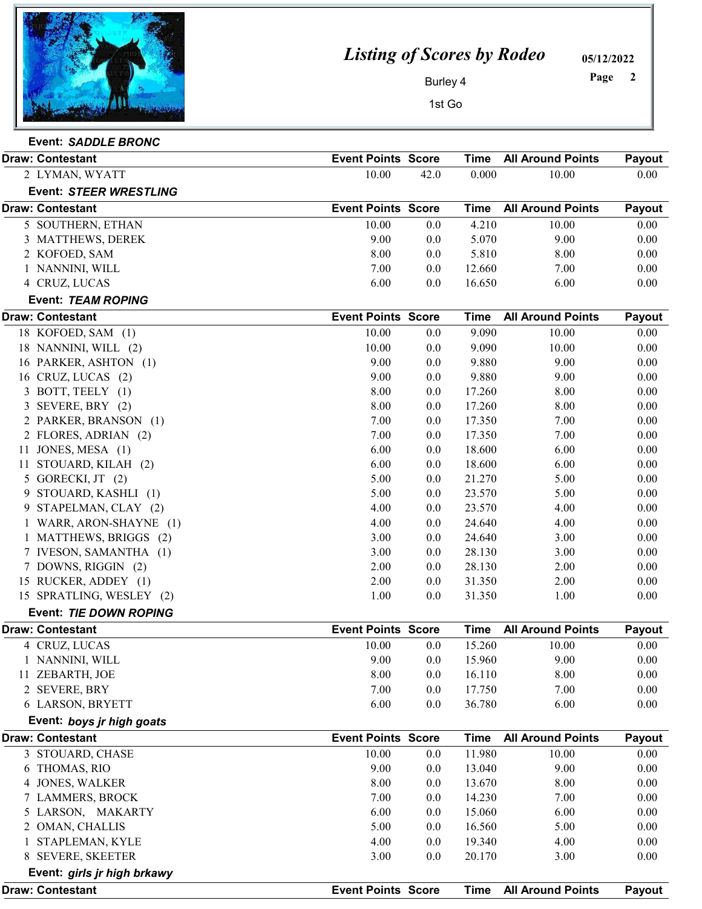# Listing of Scores by Rodeo

Burley 4

1st Go

05/12/2022

### Event: *SADDLE BRONC*

| Draw: Contestant | Event Points | Score | Time | All Around Points | Payout |
|---|---|---|---|---|---|
| 2 LYMAN, WYATT | 10.00 | 42.0 | 0.000 | 10.00 | 0.00 |

### Event: *STEER WRESTLING*

| Draw: Contestant | Event Points | Score | Time | All Around Points | Payout |
|---|---|---|---|---|---|
| 5 SOUTHERN, ETHAN | 10.00 | 0.0 | 4.210 | 10.00 | 0.00 |
| 3 MATTHEWS, DEREK | 9.00 | 0.0 | 5.070 | 9.00 | 0.00 |
| 2 KOFOED, SAM | 8.00 | 0.0 | 5.810 | 8.00 | 0.00 |
| 1 NANNINI, WILL | 7.00 | 0.0 | 12.660 | 7.00 | 0.00 |
| 4 CRUZ, LUCAS | 6.00 | 0.0 | 16.650 | 6.00 | 0.00 |

### Event: *TEAM ROPING*

| Draw: Contestant | Event Points | Score | Time | All Around Points | Payout |
|---|---|---|---|---|---|
| 18 KOFOED, SAM (1) | 10.00 | 0.0 | 9.090 | 10.00 | 0.00 |
| 18 NANNINI, WILL (2) | 10.00 | 0.0 | 9.090 | 10.00 | 0.00 |
| 16 PARKER, ASHTON (1) | 9.00 | 0.0 | 9.880 | 9.00 | 0.00 |
| 16 CRUZ, LUCAS (2) | 9.00 | 0.0 | 9.880 | 9.00 | 0.00 |
| 3 BOTT, TEELY (1) | 8.00 | 0.0 | 17.260 | 8.00 | 0.00 |
| 3 SEVERE, BRY (2) | 8.00 | 0.0 | 17.260 | 8.00 | 0.00 |
| 2 PARKER, BRANSON (1) | 7.00 | 0.0 | 17.350 | 7.00 | 0.00 |
| 2 FLORES, ADRIAN (2) | 7.00 | 0.0 | 17.350 | 7.00 | 0.00 |
| 11 JONES, MESA (1) | 6.00 | 0.0 | 18.600 | 6.00 | 0.00 |
| 11 STOUARD, KILAH (2) | 6.00 | 0.0 | 18.600 | 6.00 | 0.00 |
| 5 GORECKI, JT (2) | 5.00 | 0.0 | 21.270 | 5.00 | 0.00 |
| 9 STOUARD, KASHLI (1) | 5.00 | 0.0 | 23.570 | 5.00 | 0.00 |
| 9 STAPELMAN, CLAY (2) | 4.00 | 0.0 | 23.570 | 4.00 | 0.00 |
| 1 WARR, ARON-SHAYNE (1) | 4.00 | 0.0 | 24.640 | 4.00 | 0.00 |
| 1 MATTHEWS, BRIGGS (2) | 3.00 | 0.0 | 24.640 | 3.00 | 0.00 |
| 7 IVESON, SAMANTHA (1) | 3.00 | 0.0 | 28.130 | 3.00 | 0.00 |
| 7 DOWNS, RIGGIN (2) | 2.00 | 0.0 | 28.130 | 2.00 | 0.00 |
| 15 RUCKER, ADDEY (1) | 2.00 | 0.0 | 31.350 | 2.00 | 0.00 |
| 15 SPRATLING, WESLEY (2) | 1.00 | 0.0 | 31.350 | 1.00 | 0.00 |

### Event: *TIE DOWN ROPING*

| Draw: Contestant | Event Points | Score | Time | All Around Points | Payout |
|---|---|---|---|---|---|
| 4 CRUZ, LUCAS | 10.00 | 0.0 | 15.260 | 10.00 | 0.00 |
| 1 NANNINI, WILL | 9.00 | 0.0 | 15.960 | 9.00 | 0.00 |
| 11 ZEBARTH, JOE | 8.00 | 0.0 | 16.110 | 8.00 | 0.00 |
| 2 SEVERE, BRY | 7.00 | 0.0 | 17.750 | 7.00 | 0.00 |
| 6 LARSON, BRYETT | 6.00 | 0.0 | 36.780 | 6.00 | 0.00 |

### Event: *boys jr high goats*

| Draw: Contestant | Event Points | Score | Time | All Around Points | Payout |
|---|---|---|---|---|---|
| 3 STOUARD, CHASE | 10.00 | 0.0 | 11.980 | 10.00 | 0.00 |
| 6 THOMAS, RIO | 9.00 | 0.0 | 13.040 | 9.00 | 0.00 |
| 4 JONES, WALKER | 8.00 | 0.0 | 13.670 | 8.00 | 0.00 |
| 7 LAMMERS, BROCK | 7.00 | 0.0 | 14.230 | 7.00 | 0.00 |
| 5 LARSON, MAKARTY | 6.00 | 0.0 | 15.060 | 6.00 | 0.00 |
| 2 OMAN, CHALLIS | 5.00 | 0.0 | 16.560 | 5.00 | 0.00 |
| 1 STAPLEMAN, KYLE | 4.00 | 0.0 | 19.340 | 4.00 | 0.00 |
| 8 SEVERE, SKEETER | 3.00 | 0.0 | 20.170 | 3.00 | 0.00 |

### Event: *girls jr high brkawy*

| Draw: Contestant | Event Points | Score | Time | All Around Points | Payout |
|---|---|---|---|---|---|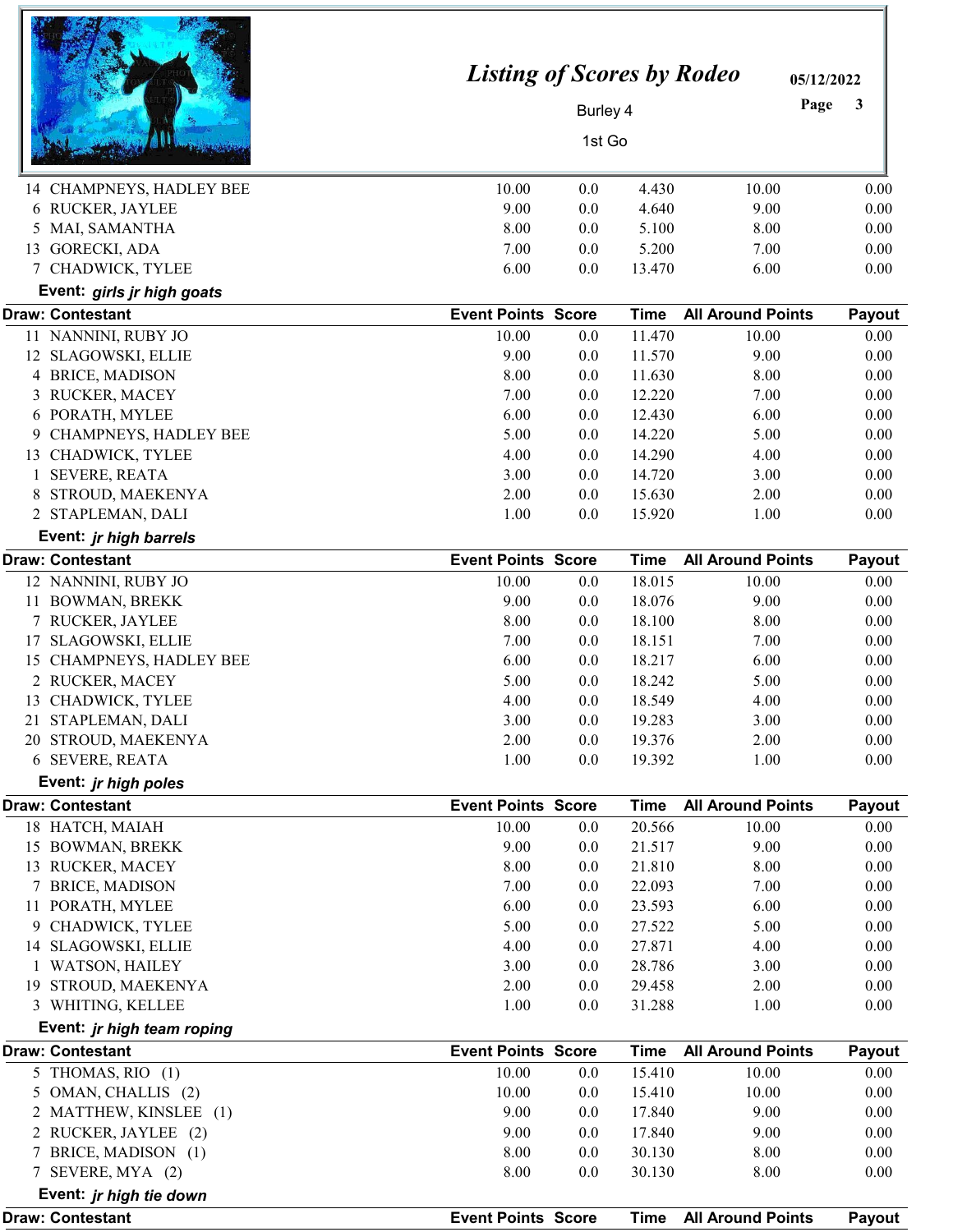# Listing of Scores by Rodeo

05/12/2022

Burley 4

1st Go

| Draw: Contestant | Event Points | Score | Time | All Around Points | Payout |
|---|---|---|---|---|---|
| 14 CHAMPNEYS, HADLEY BEE | 10.00 | 0.0 | 4.430 | 10.00 | 0.00 |
| 6 RUCKER, JAYLEE | 9.00 | 0.0 | 4.640 | 9.00 | 0.00 |
| 5 MAI, SAMANTHA | 8.00 | 0.0 | 5.100 | 8.00 | 0.00 |
| 13 GORECKI, ADA | 7.00 | 0.0 | 5.200 | 7.00 | 0.00 |
| 7 CHADWICK, TYLEE | 6.00 | 0.0 | 13.470 | 6.00 | 0.00 |

**Event:** ***girls jr high goats***

| Draw: Contestant | Event Points | Score | Time | All Around Points | Payout |
|---|---|---|---|---|---|
| 11 NANNINI, RUBY JO | 10.00 | 0.0 | 11.470 | 10.00 | 0.00 |
| 12 SLAGOWSKI, ELLIE | 9.00 | 0.0 | 11.570 | 9.00 | 0.00 |
| 4 BRICE, MADISON | 8.00 | 0.0 | 11.630 | 8.00 | 0.00 |
| 3 RUCKER, MACEY | 7.00 | 0.0 | 12.220 | 7.00 | 0.00 |
| 6 PORATH, MYLEE | 6.00 | 0.0 | 12.430 | 6.00 | 0.00 |
| 9 CHAMPNEYS, HADLEY BEE | 5.00 | 0.0 | 14.220 | 5.00 | 0.00 |
| 13 CHADWICK, TYLEE | 4.00 | 0.0 | 14.290 | 4.00 | 0.00 |
| 1 SEVERE, REATA | 3.00 | 0.0 | 14.720 | 3.00 | 0.00 |
| 8 STROUD, MAEKENYA | 2.00 | 0.0 | 15.630 | 2.00 | 0.00 |
| 2 STAPLEMAN, DALI | 1.00 | 0.0 | 15.920 | 1.00 | 0.00 |

**Event:** ***jr high barrels***

| Draw: Contestant | Event Points | Score | Time | All Around Points | Payout |
|---|---|---|---|---|---|
| 12 NANNINI, RUBY JO | 10.00 | 0.0 | 18.015 | 10.00 | 0.00 |
| 11 BOWMAN, BREKK | 9.00 | 0.0 | 18.076 | 9.00 | 0.00 |
| 7 RUCKER, JAYLEE | 8.00 | 0.0 | 18.100 | 8.00 | 0.00 |
| 17 SLAGOWSKI, ELLIE | 7.00 | 0.0 | 18.151 | 7.00 | 0.00 |
| 15 CHAMPNEYS, HADLEY BEE | 6.00 | 0.0 | 18.217 | 6.00 | 0.00 |
| 2 RUCKER, MACEY | 5.00 | 0.0 | 18.242 | 5.00 | 0.00 |
| 13 CHADWICK, TYLEE | 4.00 | 0.0 | 18.549 | 4.00 | 0.00 |
| 21 STAPLEMAN, DALI | 3.00 | 0.0 | 19.283 | 3.00 | 0.00 |
| 20 STROUD, MAEKENYA | 2.00 | 0.0 | 19.376 | 2.00 | 0.00 |
| 6 SEVERE, REATA | 1.00 | 0.0 | 19.392 | 1.00 | 0.00 |

**Event:** ***jr high poles***

| Draw: Contestant | Event Points | Score | Time | All Around Points | Payout |
|---|---|---|---|---|---|
| 18 HATCH, MAIAH | 10.00 | 0.0 | 20.566 | 10.00 | 0.00 |
| 15 BOWMAN, BREKK | 9.00 | 0.0 | 21.517 | 9.00 | 0.00 |
| 13 RUCKER, MACEY | 8.00 | 0.0 | 21.810 | 8.00 | 0.00 |
| 7 BRICE, MADISON | 7.00 | 0.0 | 22.093 | 7.00 | 0.00 |
| 11 PORATH, MYLEE | 6.00 | 0.0 | 23.593 | 6.00 | 0.00 |
| 9 CHADWICK, TYLEE | 5.00 | 0.0 | 27.522 | 5.00 | 0.00 |
| 14 SLAGOWSKI, ELLIE | 4.00 | 0.0 | 27.871 | 4.00 | 0.00 |
| 1 WATSON, HAILEY | 3.00 | 0.0 | 28.786 | 3.00 | 0.00 |
| 19 STROUD, MAEKENYA | 2.00 | 0.0 | 29.458 | 2.00 | 0.00 |
| 3 WHITING, KELLEE | 1.00 | 0.0 | 31.288 | 1.00 | 0.00 |

**Event:** ***jr high team roping***

| Draw: Contestant | Event Points | Score | Time | All Around Points | Payout |
|---|---|---|---|---|---|
| 5 THOMAS, RIO (1) | 10.00 | 0.0 | 15.410 | 10.00 | 0.00 |
| 5 OMAN, CHALLIS (2) | 10.00 | 0.0 | 15.410 | 10.00 | 0.00 |
| 2 MATTHEW, KINSLEE (1) | 9.00 | 0.0 | 17.840 | 9.00 | 0.00 |
| 2 RUCKER, JAYLEE (2) | 9.00 | 0.0 | 17.840 | 9.00 | 0.00 |
| 7 BRICE, MADISON (1) | 8.00 | 0.0 | 30.130 | 8.00 | 0.00 |
| 7 SEVERE, MYA (2) | 8.00 | 0.0 | 30.130 | 8.00 | 0.00 |

**Event:** ***jr high tie down***

| Draw: Contestant | Event Points | Score | Time | All Around Points | Payout |
|---|---|---|---|---|---|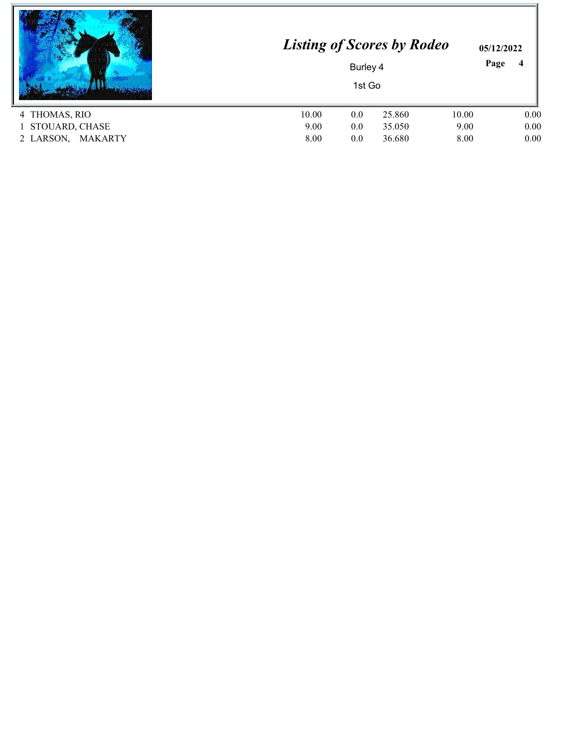| | | | | | |
|---|---|---|---|---|---|
| 4 THOMAS, RIO | 10.00 | 0.0 | 25.860 | 10.00 | 0.00 |
| 1 STOUARD, CHASE | 9.00 | 0.0 | 35.050 | 9.00 | 0.00 |
| 2 LARSON, MAKARTY | 8.00 | 0.0 | 36.680 | 8.00 | 0.00 |